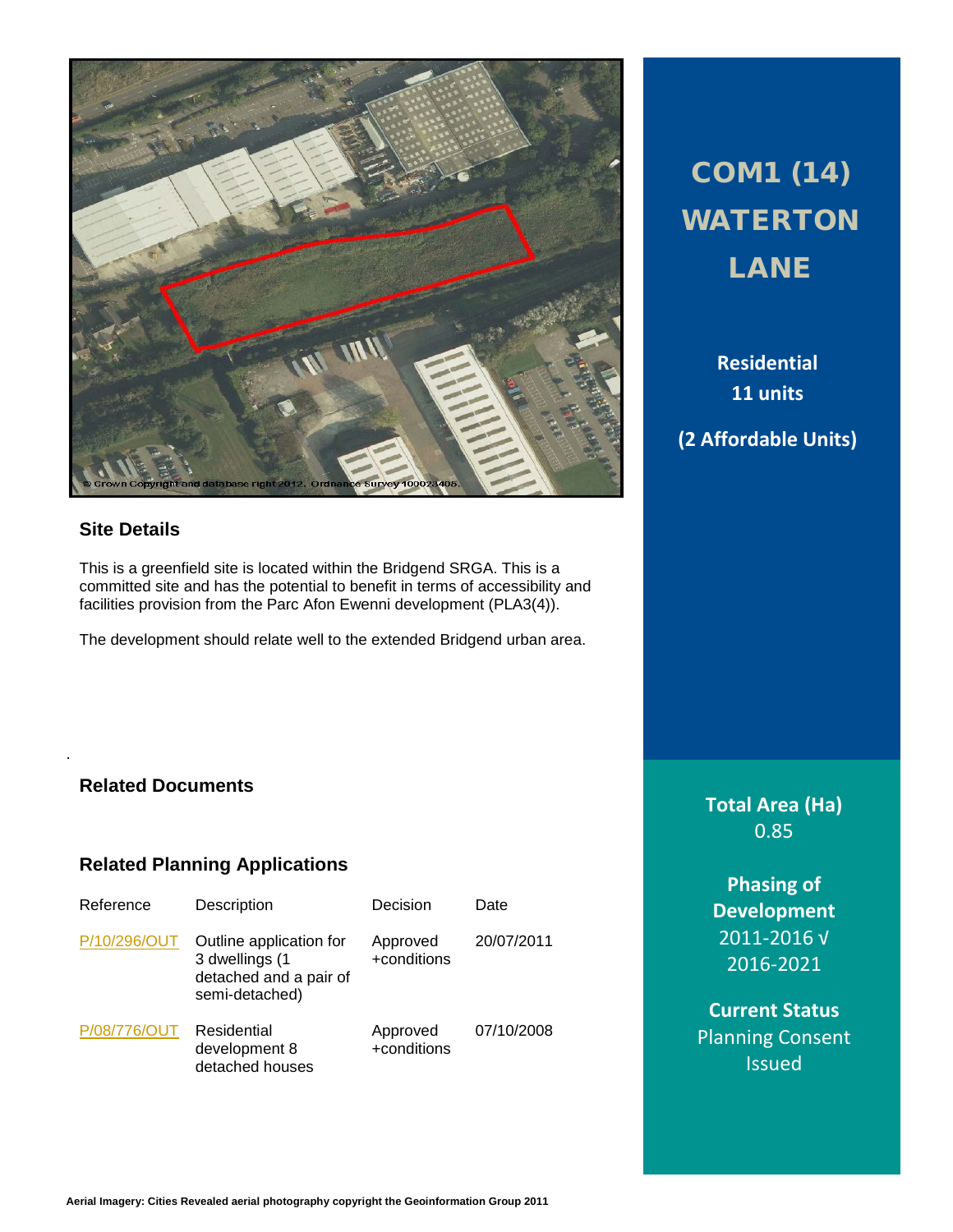# COM1 (14) WATERTON LANE

**Residential**
**11 units**

**(2 Affordable Units)**

## Site Details

This is a greenfield site is located within the Bridgend SRGA. This is a committed site and has the potential to benefit in terms of accessibility and facilities provision from the Parc Afon Ewenni development (PLA3(4)).

The development should relate well to the extended Bridgend urban area.

## Related Documents

## Related Planning Applications

| Reference | Description | Decision | Date |
| --- | --- | --- | --- |
| P/10/296/OUT | Outline application for 3 dwellings (1 detached and a pair of semi-detached) | Approved +conditions | 20/07/2011 |
| P/08/776/OUT | Residential development 8 detached houses | Approved +conditions | 07/10/2008 |

**Total Area (Ha)**
0.85

**Phasing of Development**
2011-2016 √
2016-2021

**Current Status**
Planning Consent Issued

**Aerial Imagery: Cities Revealed aerial photography copyright the Geoinformation Group 2011**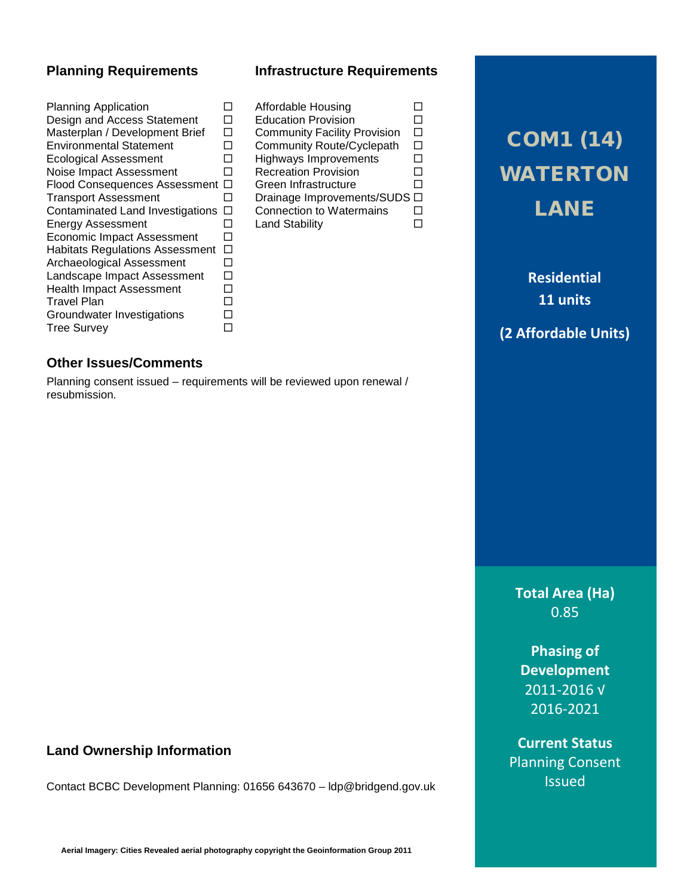## Planning Requirements

- Planning Application ☐
- Design and Access Statement ☐
- Masterplan / Development Brief ☐
- Environmental Statement ☐
- Ecological Assessment ☐
- Noise Impact Assessment ☐
- Flood Consequences Assessment ☐
- Transport Assessment ☐
- Contaminated Land Investigations ☐
- Energy Assessment ☐
- Economic Impact Assessment ☐
- Habitats Regulations Assessment ☐
- Archaeological Assessment ☐
- Landscape Impact Assessment ☐
- Health Impact Assessment ☐
- Travel Plan ☐
- Groundwater Investigations ☐
- Tree Survey ☐

## Infrastructure Requirements

- Affordable Housing ☐
- Education Provision ☐
- Community Facility Provision ☐
- Community Route/Cyclepath ☐
- Highways Improvements ☐
- Recreation Provision ☐
- Green Infrastructure ☐
- Drainage Improvements/SUDS ☐
- Connection to Watermains ☐
- Land Stability ☐

## Other Issues/Comments

Planning consent issued – requirements will be reviewed upon renewal / resubmission.

## Land Ownership Information

Contact BCBC Development Planning: 01656 643670 – ldp@bridgend.gov.uk

**Aerial Imagery: Cities Revealed aerial photography copyright the Geoinformation Group 2011**

# COM1 (14) WATERTON LANE

**Residential**
**11 units**

**(2 Affordable Units)**

**Total Area (Ha)**
0.85

**Phasing of Development**
2011-2016 √
2016-2021

**Current Status**
Planning Consent Issued